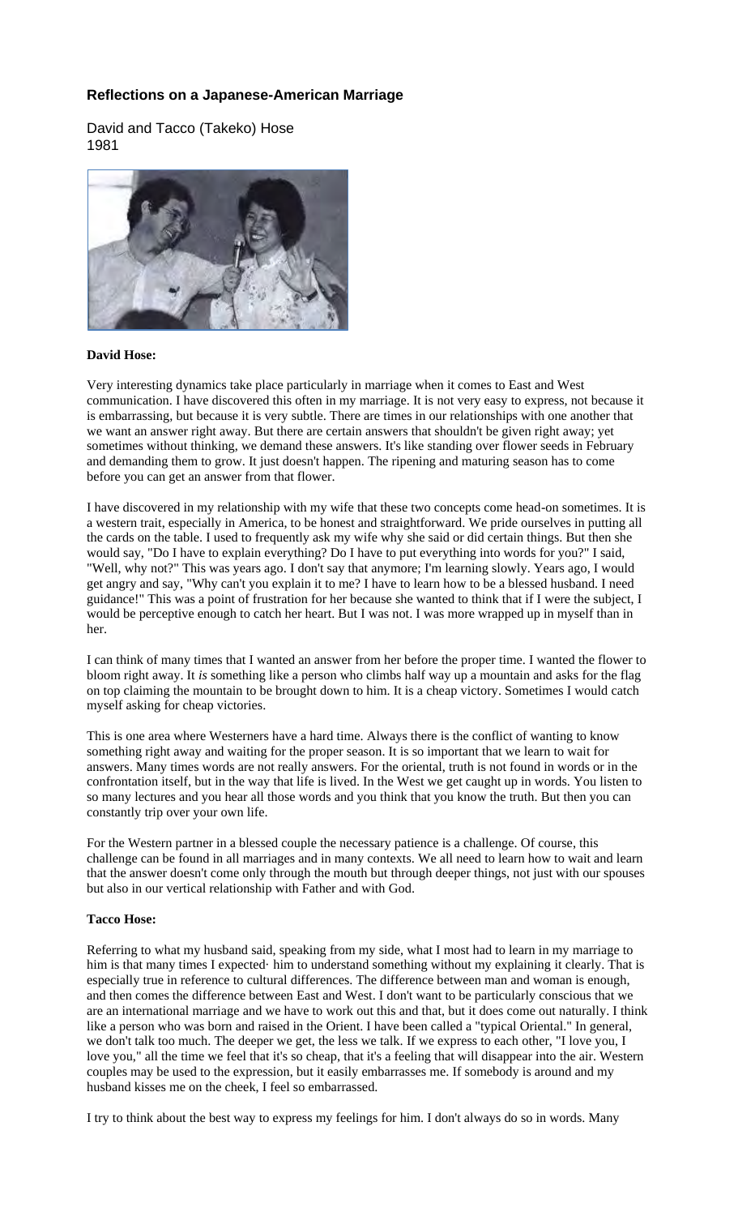## Reflections on a Japanese-American Marriage

David and Tacco (Takeko) Hose
1981

**David Hose:**

Very interesting dynamics take place particularly in marriage when it comes to East and West communication. I have discovered this often in my marriage. It is not very easy to express, not because it is embarrassing, but because it is very subtle. There are times in our relationships with one another that we want an answer right away. But there are certain answers that shouldn't be given right away; yet sometimes without thinking, we demand these answers. It's like standing over flower seeds in February and demanding them to grow. It just doesn't happen. The ripening and maturing season has to come before you can get an answer from that flower.

I have discovered in my relationship with my wife that these two concepts come head-on sometimes. It is a western trait, especially in America, to be honest and straightforward. We pride ourselves in putting all the cards on the table. I used to frequently ask my wife why she said or did certain things. But then she would say, "Do I have to explain everything? Do I have to put everything into words for you?" I said, "Well, why not?" This was years ago. I don't say that anymore; I'm learning slowly. Years ago, I would get angry and say, "Why can't you explain it to me? I have to learn how to be a blessed husband. I need guidance!" This was a point of frustration for her because she wanted to think that if I were the subject, I would be perceptive enough to catch her heart. But I was not. I was more wrapped up in myself than in her.

I can think of many times that I wanted an answer from her before the proper time. I wanted the flower to bloom right away. It *is* something like a person who climbs half way up a mountain and asks for the flag on top claiming the mountain to be brought down to him. It is a cheap victory. Sometimes I would catch myself asking for cheap victories.

This is one area where Westerners have a hard time. Always there is the conflict of wanting to know something right away and waiting for the proper season. It is so important that we learn to wait for answers. Many times words are not really answers. For the oriental, truth is not found in words or in the confrontation itself, but in the way that life is lived. In the West we get caught up in words. You listen to so many lectures and you hear all those words and you think that you know the truth. But then you can constantly trip over your own life.

For the Western partner in a blessed couple the necessary patience is a challenge. Of course, this challenge can be found in all marriages and in many contexts. We all need to learn how to wait and learn that the answer doesn't come only through the mouth but through deeper things, not just with our spouses but also in our vertical relationship with Father and with God.

**Tacco Hose:**

Referring to what my husband said, speaking from my side, what I most had to learn in my marriage to him is that many times I expected· him to understand something without my explaining it clearly. That is especially true in reference to cultural differences. The difference between man and woman is enough, and then comes the difference between East and West. I don't want to be particularly conscious that we are an international marriage and we have to work out this and that, but it does come out naturally. I think like a person who was born and raised in the Orient. I have been called a "typical Oriental." In general, we don't talk too much. The deeper we get, the less we talk. If we express to each other, "I love you, I love you," all the time we feel that it's so cheap, that it's a feeling that will disappear into the air. Western couples may be used to the expression, but it easily embarrasses me. If somebody is around and my husband kisses me on the cheek, I feel so embarrassed.

I try to think about the best way to express my feelings for him. I don't always do so in words. Many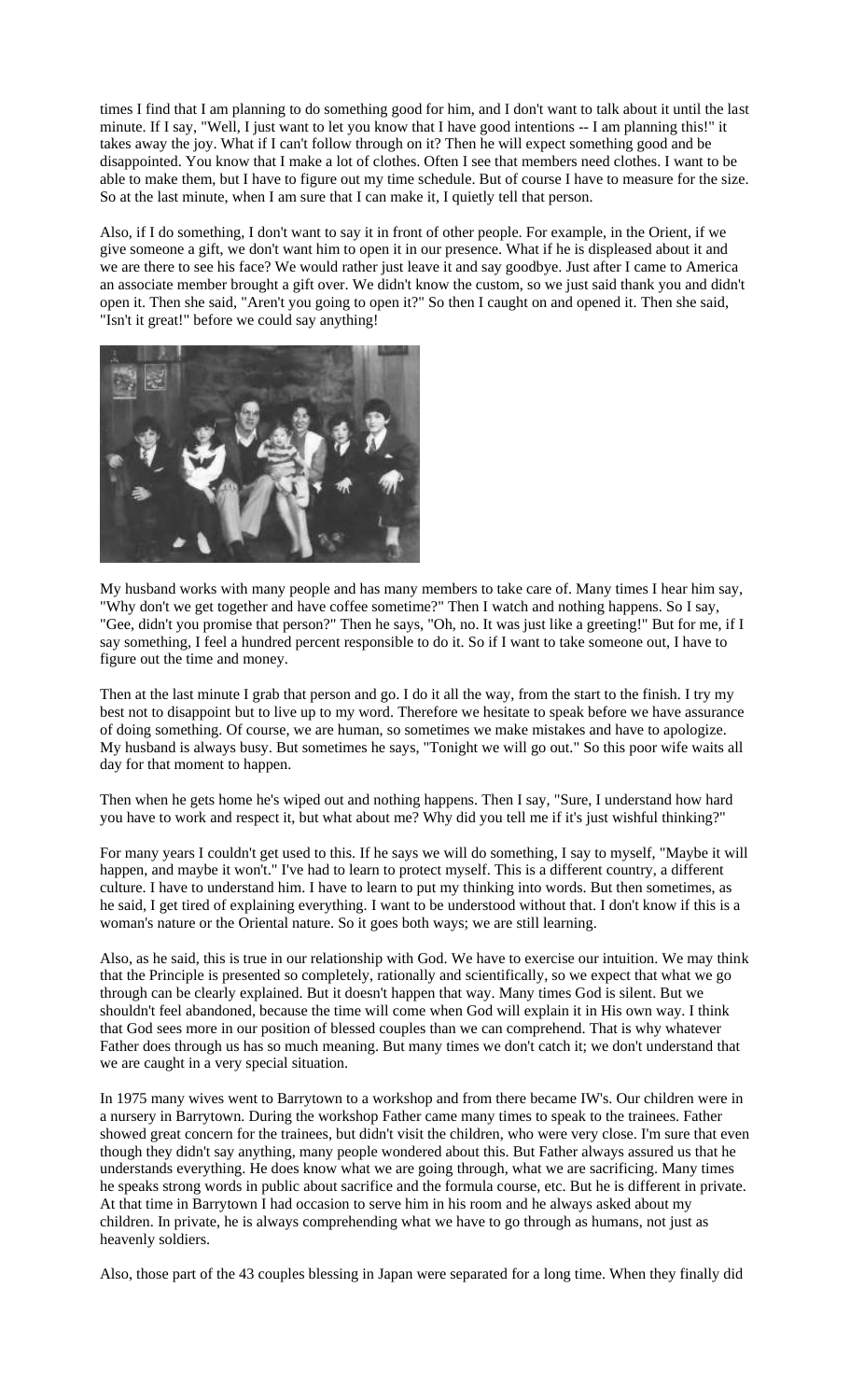times I find that I am planning to do something good for him, and I don't want to talk about it until the last minute. If I say, "Well, I just want to let you know that I have good intentions -- I am planning this!" it takes away the joy. What if I can't follow through on it? Then he will expect something good and be disappointed. You know that I make a lot of clothes. Often I see that members need clothes. I want to be able to make them, but I have to figure out my time schedule. But of course I have to measure for the size. So at the last minute, when I am sure that I can make it, I quietly tell that person.

Also, if I do something, I don't want to say it in front of other people. For example, in the Orient, if we give someone a gift, we don't want him to open it in our presence. What if he is displeased about it and we are there to see his face? We would rather just leave it and say goodbye. Just after I came to America an associate member brought a gift over. We didn't know the custom, so we just said thank you and didn't open it. Then she said, "Aren't you going to open it?" So then I caught on and opened it. Then she said, "Isn't it great!" before we could say anything!

My husband works with many people and has many members to take care of. Many times I hear him say, "Why don't we get together and have coffee sometime?" Then I watch and nothing happens. So I say, "Gee, didn't you promise that person?" Then he says, "Oh, no. It was just like a greeting!" But for me, if I say something, I feel a hundred percent responsible to do it. So if I want to take someone out, I have to figure out the time and money.

Then at the last minute I grab that person and go. I do it all the way, from the start to the finish. I try my best not to disappoint but to live up to my word. Therefore we hesitate to speak before we have assurance of doing something. Of course, we are human, so sometimes we make mistakes and have to apologize. My husband is always busy. But sometimes he says, "Tonight we will go out." So this poor wife waits all day for that moment to happen.

Then when he gets home he's wiped out and nothing happens. Then I say, "Sure, I understand how hard you have to work and respect it, but what about me? Why did you tell me if it's just wishful thinking?"

For many years I couldn't get used to this. If he says we will do something, I say to myself, "Maybe it will happen, and maybe it won't." I've had to learn to protect myself. This is a different country, a different culture. I have to understand him. I have to learn to put my thinking into words. But then sometimes, as he said, I get tired of explaining everything. I want to be understood without that. I don't know if this is a woman's nature or the Oriental nature. So it goes both ways; we are still learning.

Also, as he said, this is true in our relationship with God. We have to exercise our intuition. We may think that the Principle is presented so completely, rationally and scientifically, so we expect that what we go through can be clearly explained. But it doesn't happen that way. Many times God is silent. But we shouldn't feel abandoned, because the time will come when God will explain it in His own way. I think that God sees more in our position of blessed couples than we can comprehend. That is why whatever Father does through us has so much meaning. But many times we don't catch it; we don't understand that we are caught in a very special situation.

In 1975 many wives went to Barrytown to a workshop and from there became IW's. Our children were in a nursery in Barrytown. During the workshop Father came many times to speak to the trainees. Father showed great concern for the trainees, but didn't visit the children, who were very close. I'm sure that even though they didn't say anything, many people wondered about this. But Father always assured us that he understands everything. He does know what we are going through, what we are sacrificing. Many times he speaks strong words in public about sacrifice and the formula course, etc. But he is different in private. At that time in Barrytown I had occasion to serve him in his room and he always asked about my children. In private, he is always comprehending what we have to go through as humans, not just as heavenly soldiers.

Also, those part of the 43 couples blessing in Japan were separated for a long time. When they finally did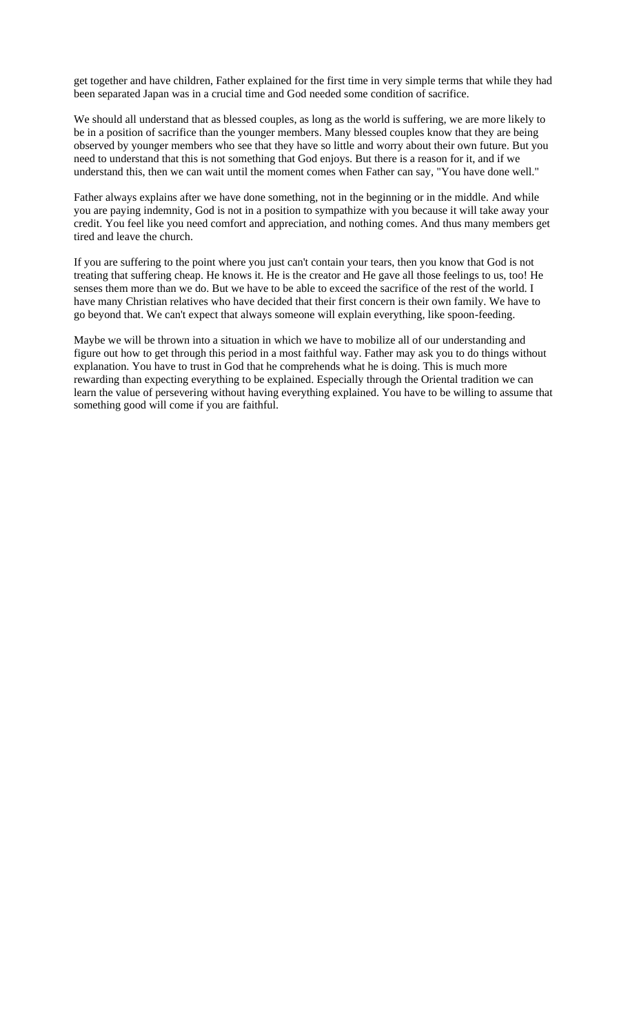get together and have children, Father explained for the first time in very simple terms that while they had been separated Japan was in a crucial time and God needed some condition of sacrifice.

We should all understand that as blessed couples, as long as the world is suffering, we are more likely to be in a position of sacrifice than the younger members. Many blessed couples know that they are being observed by younger members who see that they have so little and worry about their own future. But you need to understand that this is not something that God enjoys. But there is a reason for it, and if we understand this, then we can wait until the moment comes when Father can say, "You have done well."

Father always explains after we have done something, not in the beginning or in the middle. And while you are paying indemnity, God is not in a position to sympathize with you because it will take away your credit. You feel like you need comfort and appreciation, and nothing comes. And thus many members get tired and leave the church.

If you are suffering to the point where you just can't contain your tears, then you know that God is not treating that suffering cheap. He knows it. He is the creator and He gave all those feelings to us, too! He senses them more than we do. But we have to be able to exceed the sacrifice of the rest of the world. I have many Christian relatives who have decided that their first concern is their own family. We have to go beyond that. We can't expect that always someone will explain everything, like spoon-feeding.

Maybe we will be thrown into a situation in which we have to mobilize all of our understanding and figure out how to get through this period in a most faithful way. Father may ask you to do things without explanation. You have to trust in God that he comprehends what he is doing. This is much more rewarding than expecting everything to be explained. Especially through the Oriental tradition we can learn the value of persevering without having everything explained. You have to be willing to assume that something good will come if you are faithful.